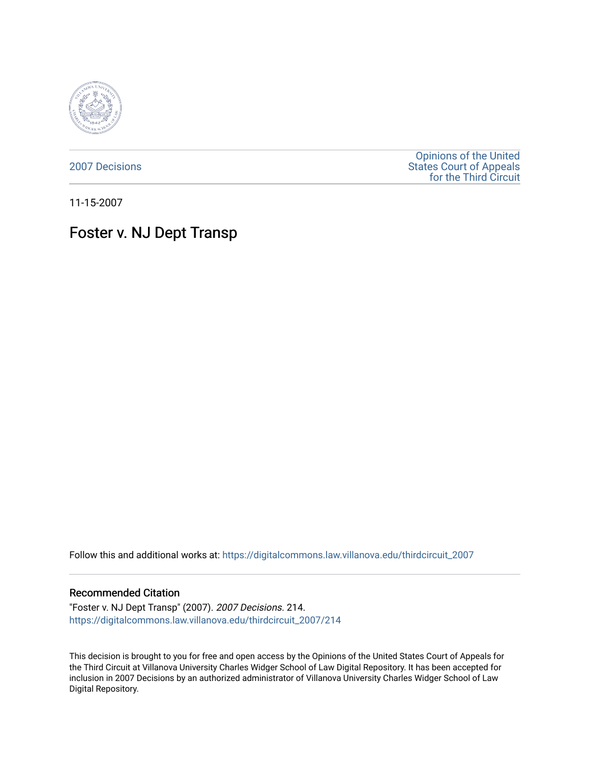2007 Decisions

Opinions of the United States Court of Appeals for the Third Circuit

11-15-2007

# Foster v. NJ Dept Transp

Follow this and additional works at: https://digitalcommons.law.villanova.edu/thirdcircuit_2007

## Recommended Citation

"Foster v. NJ Dept Transp" (2007). *2007 Decisions*. 214.
https://digitalcommons.law.villanova.edu/thirdcircuit_2007/214

This decision is brought to you for free and open access by the Opinions of the United States Court of Appeals for the Third Circuit at Villanova University Charles Widger School of Law Digital Repository. It has been accepted for inclusion in 2007 Decisions by an authorized administrator of Villanova University Charles Widger School of Law Digital Repository.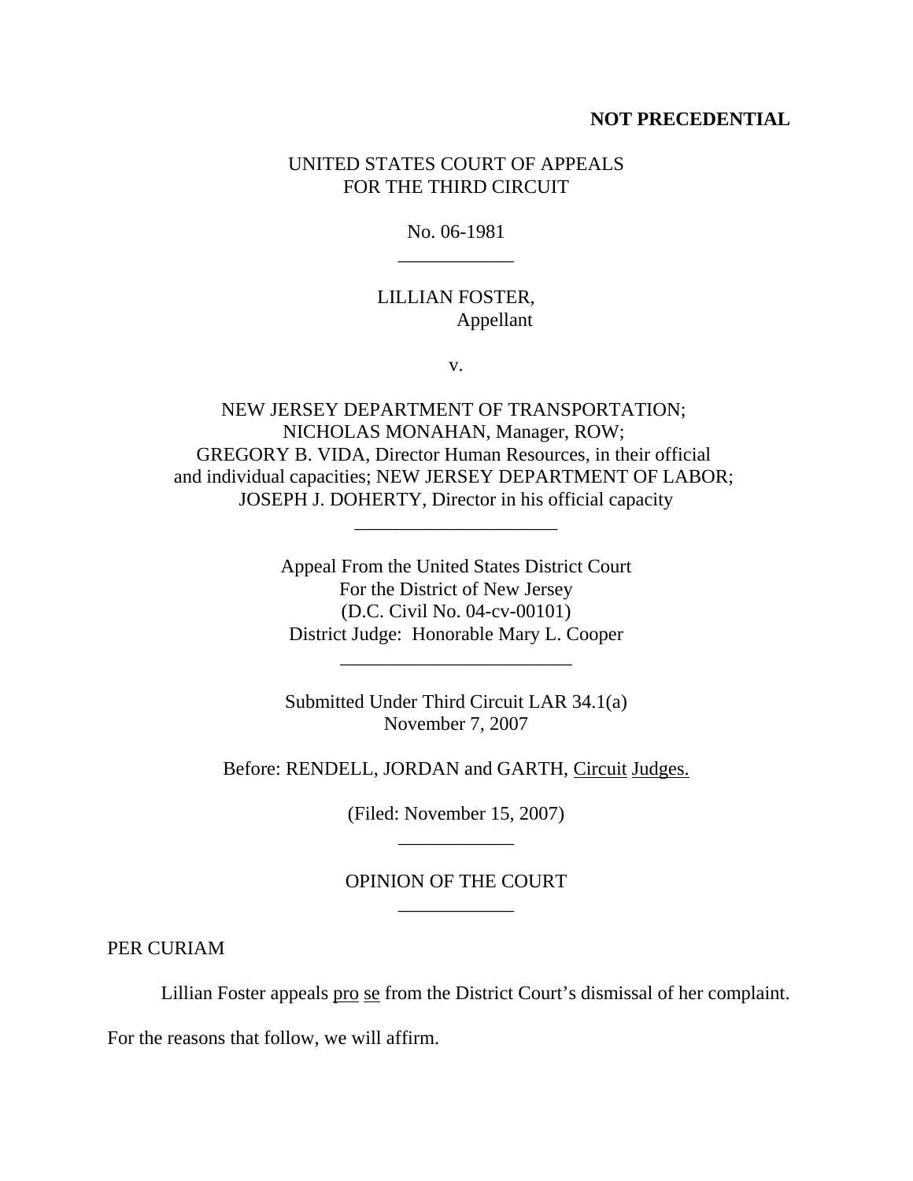**NOT PRECEDENTIAL**

UNITED STATES COURT OF APPEALS
FOR THE THIRD CIRCUIT

No. 06-1981

---

LILLIAN FOSTER,
Appellant

v.

NEW JERSEY DEPARTMENT OF TRANSPORTATION;
NICHOLAS MONAHAN, Manager, ROW;
GREGORY B. VIDA, Director Human Resources, in their official
and individual capacities; NEW JERSEY DEPARTMENT OF LABOR;
JOSEPH J. DOHERTY, Director in his official capacity

---

Appeal From the United States District Court
For the District of New Jersey
(D.C. Civil No. 04-cv-00101)
District Judge: Honorable Mary L. Cooper

---

Submitted Under Third Circuit LAR 34.1(a)
November 7, 2007

Before: RENDELL, JORDAN and GARTH, Circuit Judges.

(Filed: November 15, 2007)

---

OPINION OF THE COURT

---

PER CURIAM

Lillian Foster appeals pro se from the District Court's dismissal of her complaint. For the reasons that follow, we will affirm.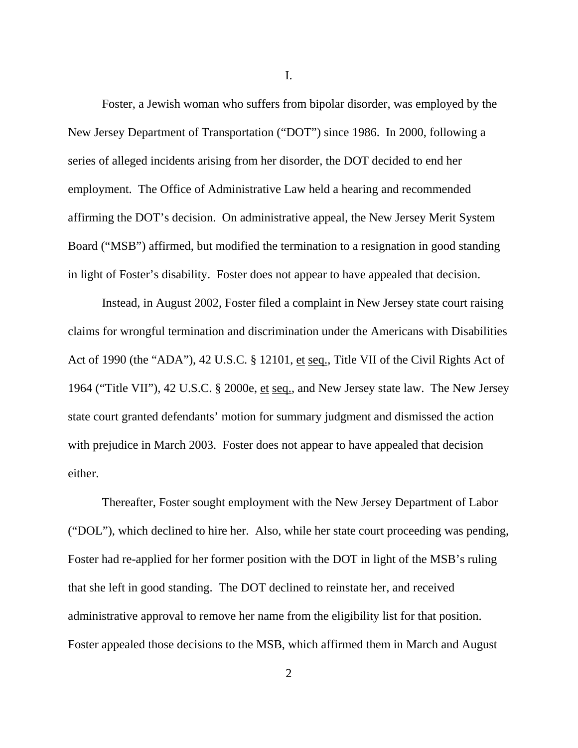I.

Foster, a Jewish woman who suffers from bipolar disorder, was employed by the New Jersey Department of Transportation ("DOT") since 1986. In 2000, following a series of alleged incidents arising from her disorder, the DOT decided to end her employment. The Office of Administrative Law held a hearing and recommended affirming the DOT's decision. On administrative appeal, the New Jersey Merit System Board ("MSB") affirmed, but modified the termination to a resignation in good standing in light of Foster's disability. Foster does not appear to have appealed that decision.

Instead, in August 2002, Foster filed a complaint in New Jersey state court raising claims for wrongful termination and discrimination under the Americans with Disabilities Act of 1990 (the "ADA"), 42 U.S.C. § 12101, et seq., Title VII of the Civil Rights Act of 1964 ("Title VII"), 42 U.S.C. § 2000e, et seq., and New Jersey state law. The New Jersey state court granted defendants' motion for summary judgment and dismissed the action with prejudice in March 2003. Foster does not appear to have appealed that decision either.

Thereafter, Foster sought employment with the New Jersey Department of Labor ("DOL"), which declined to hire her. Also, while her state court proceeding was pending, Foster had re-applied for her former position with the DOT in light of the MSB's ruling that she left in good standing. The DOT declined to reinstate her, and received administrative approval to remove her name from the eligibility list for that position. Foster appealed those decisions to the MSB, which affirmed them in March and August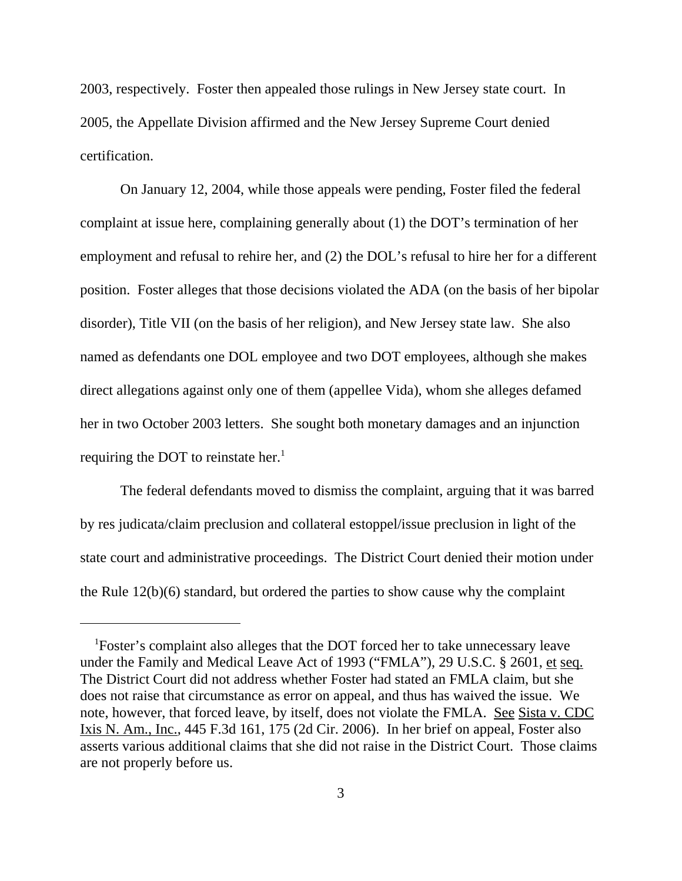2003, respectively. Foster then appealed those rulings in New Jersey state court. In 2005, the Appellate Division affirmed and the New Jersey Supreme Court denied certification.

On January 12, 2004, while those appeals were pending, Foster filed the federal complaint at issue here, complaining generally about (1) the DOT's termination of her employment and refusal to rehire her, and (2) the DOL's refusal to hire her for a different position. Foster alleges that those decisions violated the ADA (on the basis of her bipolar disorder), Title VII (on the basis of her religion), and New Jersey state law. She also named as defendants one DOL employee and two DOT employees, although she makes direct allegations against only one of them (appellee Vida), whom she alleges defamed her in two October 2003 letters. She sought both monetary damages and an injunction requiring the DOT to reinstate her.[1]

The federal defendants moved to dismiss the complaint, arguing that it was barred by res judicata/claim preclusion and collateral estoppel/issue preclusion in light of the state court and administrative proceedings. The District Court denied their motion under the Rule 12(b)(6) standard, but ordered the parties to show cause why the complaint

---

[1] Foster's complaint also alleges that the DOT forced her to take unnecessary leave under the Family and Medical Leave Act of 1993 ("FMLA"), 29 U.S.C. § 2601, et seq. The District Court did not address whether Foster had stated an FMLA claim, but she does not raise that circumstance as error on appeal, and thus has waived the issue. We note, however, that forced leave, by itself, does not violate the FMLA. See Sista v. CDC Ixis N. Am., Inc., 445 F.3d 161, 175 (2d Cir. 2006). In her brief on appeal, Foster also asserts various additional claims that she did not raise in the District Court. Those claims are not properly before us.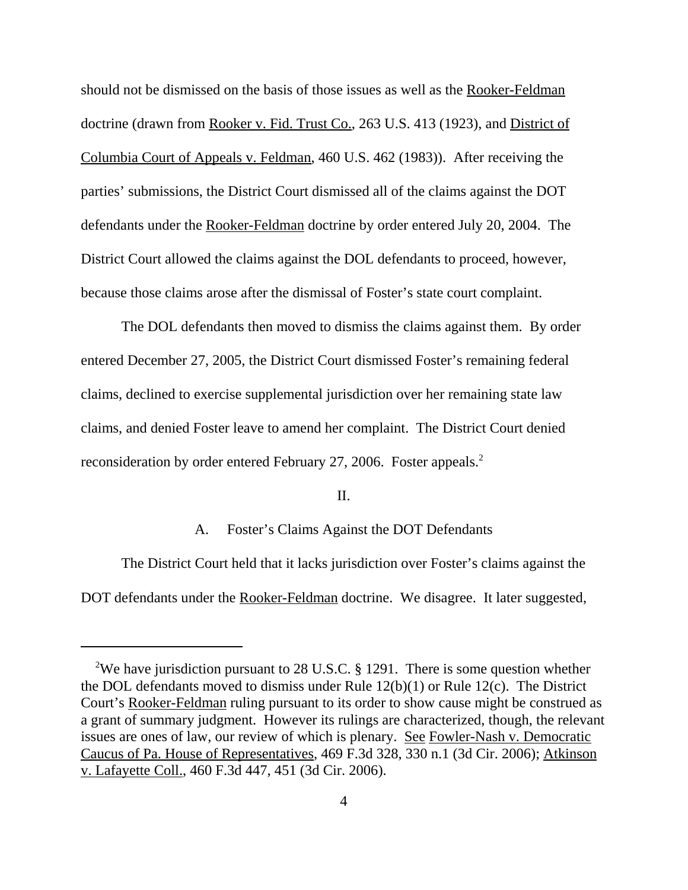should not be dismissed on the basis of those issues as well as the Rooker-Feldman doctrine (drawn from Rooker v. Fid. Trust Co., 263 U.S. 413 (1923), and District of Columbia Court of Appeals v. Feldman, 460 U.S. 462 (1983)). After receiving the parties' submissions, the District Court dismissed all of the claims against the DOT defendants under the Rooker-Feldman doctrine by order entered July 20, 2004. The District Court allowed the claims against the DOL defendants to proceed, however, because those claims arose after the dismissal of Foster's state court complaint.

The DOL defendants then moved to dismiss the claims against them. By order entered December 27, 2005, the District Court dismissed Foster's remaining federal claims, declined to exercise supplemental jurisdiction over her remaining state law claims, and denied Foster leave to amend her complaint. The District Court denied reconsideration by order entered February 27, 2006. Foster appeals.[2]

II.

A. Foster's Claims Against the DOT Defendants

The District Court held that it lacks jurisdiction over Foster's claims against the DOT defendants under the Rooker-Feldman doctrine. We disagree. It later suggested,

---

[2]We have jurisdiction pursuant to 28 U.S.C. § 1291. There is some question whether the DOL defendants moved to dismiss under Rule 12(b)(1) or Rule 12(c). The District Court's Rooker-Feldman ruling pursuant to its order to show cause might be construed as a grant of summary judgment. However its rulings are characterized, though, the relevant issues are ones of law, our review of which is plenary. See Fowler-Nash v. Democratic Caucus of Pa. House of Representatives, 469 F.3d 328, 330 n.1 (3d Cir. 2006); Atkinson v. Lafayette Coll., 460 F.3d 447, 451 (3d Cir. 2006).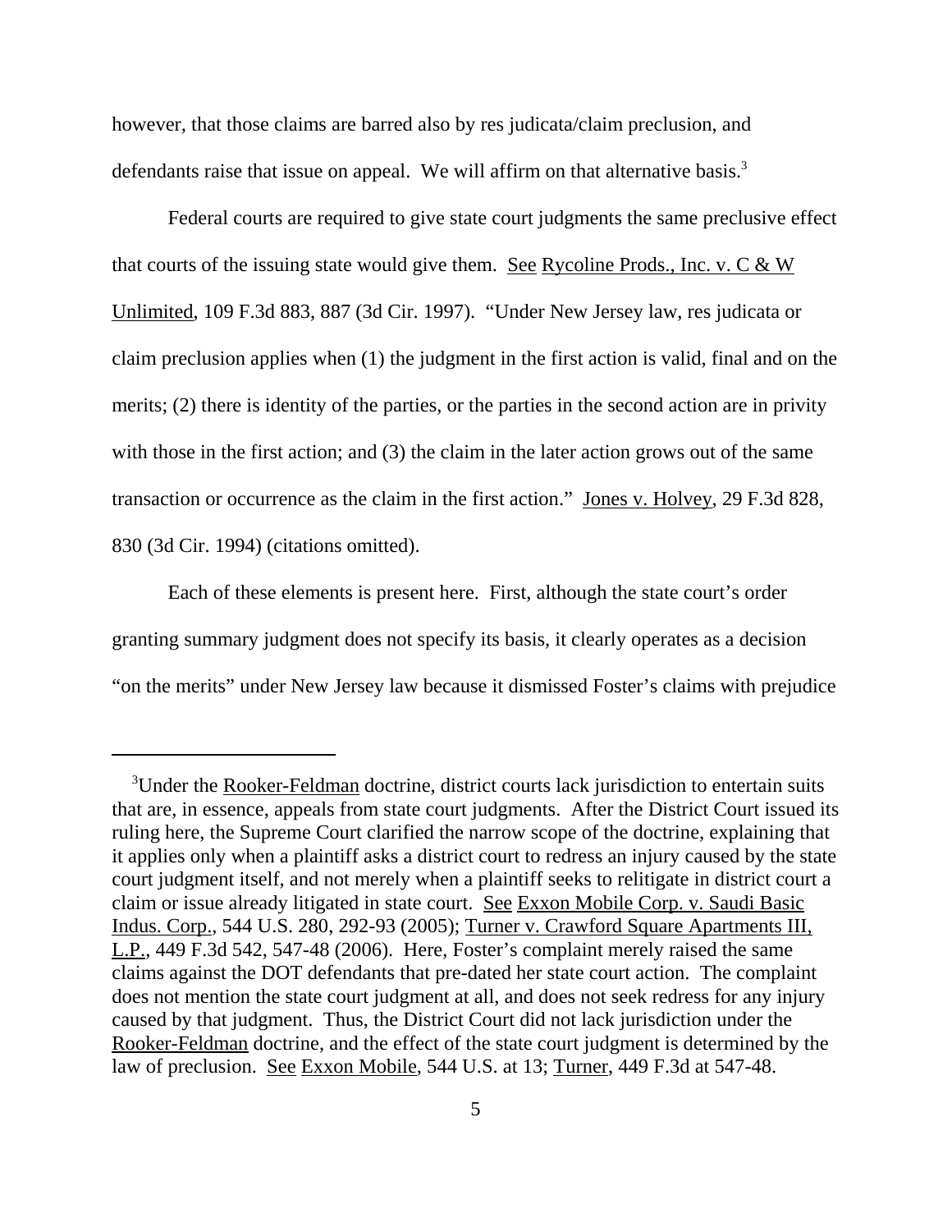however, that those claims are barred also by res judicata/claim preclusion, and defendants raise that issue on appeal. We will affirm on that alternative basis.[3]

Federal courts are required to give state court judgments the same preclusive effect that courts of the issuing state would give them. See Rycoline Prods., Inc. v. C & W Unlimited, 109 F.3d 883, 887 (3d Cir. 1997). "Under New Jersey law, res judicata or claim preclusion applies when (1) the judgment in the first action is valid, final and on the merits; (2) there is identity of the parties, or the parties in the second action are in privity with those in the first action; and (3) the claim in the later action grows out of the same transaction or occurrence as the claim in the first action." Jones v. Holvey, 29 F.3d 828, 830 (3d Cir. 1994) (citations omitted).

Each of these elements is present here. First, although the state court's order granting summary judgment does not specify its basis, it clearly operates as a decision "on the merits" under New Jersey law because it dismissed Foster's claims with prejudice

---

[3]Under the Rooker-Feldman doctrine, district courts lack jurisdiction to entertain suits that are, in essence, appeals from state court judgments. After the District Court issued its ruling here, the Supreme Court clarified the narrow scope of the doctrine, explaining that it applies only when a plaintiff asks a district court to redress an injury caused by the state court judgment itself, and not merely when a plaintiff seeks to relitigate in district court a claim or issue already litigated in state court. See Exxon Mobile Corp. v. Saudi Basic Indus. Corp., 544 U.S. 280, 292-93 (2005); Turner v. Crawford Square Apartments III, L.P., 449 F.3d 542, 547-48 (2006). Here, Foster's complaint merely raised the same claims against the DOT defendants that pre-dated her state court action. The complaint does not mention the state court judgment at all, and does not seek redress for any injury caused by that judgment. Thus, the District Court did not lack jurisdiction under the Rooker-Feldman doctrine, and the effect of the state court judgment is determined by the law of preclusion. See Exxon Mobile, 544 U.S. at 13; Turner, 449 F.3d at 547-48.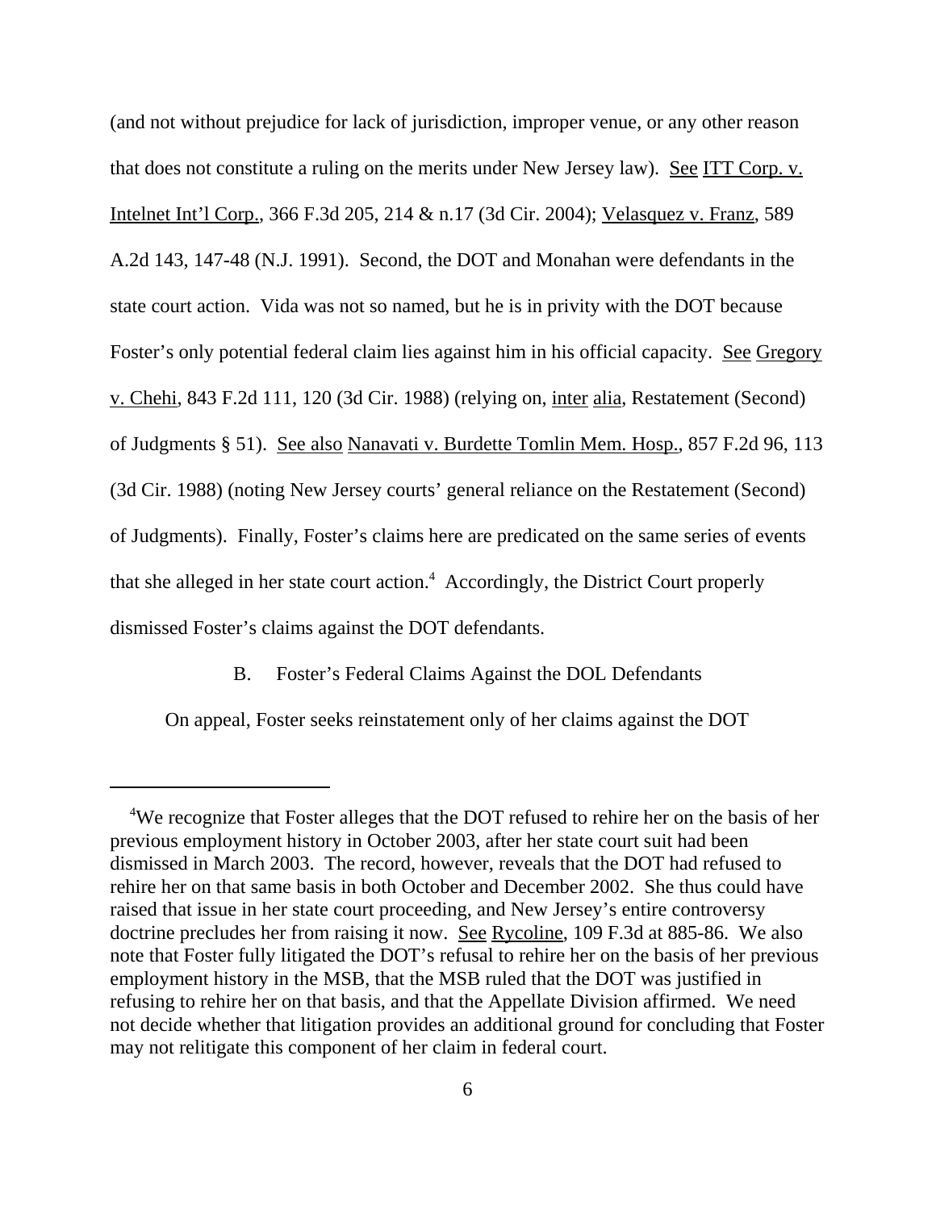(and not without prejudice for lack of jurisdiction, improper venue, or any other reason that does not constitute a ruling on the merits under New Jersey law). See ITT Corp. v. Intelnet Int'l Corp., 366 F.3d 205, 214 & n.17 (3d Cir. 2004); Velasquez v. Franz, 589 A.2d 143, 147-48 (N.J. 1991). Second, the DOT and Monahan were defendants in the state court action. Vida was not so named, but he is in privity with the DOT because Foster's only potential federal claim lies against him in his official capacity. See Gregory v. Chehi, 843 F.2d 111, 120 (3d Cir. 1988) (relying on, inter alia, Restatement (Second) of Judgments § 51). See also Nanavati v. Burdette Tomlin Mem. Hosp., 857 F.2d 96, 113 (3d Cir. 1988) (noting New Jersey courts' general reliance on the Restatement (Second) of Judgments). Finally, Foster's claims here are predicated on the same series of events that she alleged in her state court action.[4] Accordingly, the District Court properly dismissed Foster's claims against the DOT defendants.

### B. Foster's Federal Claims Against the DOL Defendants

On appeal, Foster seeks reinstatement only of her claims against the DOT

---

[4]We recognize that Foster alleges that the DOT refused to rehire her on the basis of her previous employment history in October 2003, after her state court suit had been dismissed in March 2003. The record, however, reveals that the DOT had refused to rehire her on that same basis in both October and December 2002. She thus could have raised that issue in her state court proceeding, and New Jersey's entire controversy doctrine precludes her from raising it now. See Rycoline, 109 F.3d at 885-86. We also note that Foster fully litigated the DOT's refusal to rehire her on the basis of her previous employment history in the MSB, that the MSB ruled that the DOT was justified in refusing to rehire her on that basis, and that the Appellate Division affirmed. We need not decide whether that litigation provides an additional ground for concluding that Foster may not relitigate this component of her claim in federal court.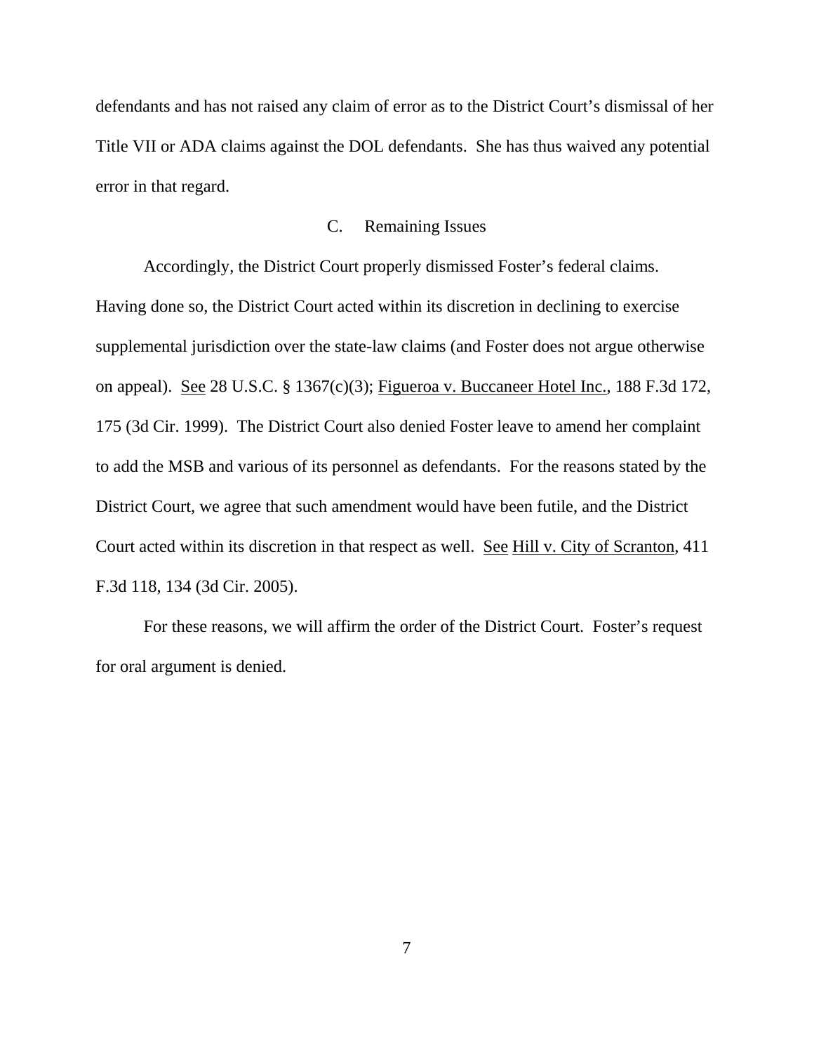defendants and has not raised any claim of error as to the District Court's dismissal of her Title VII or ADA claims against the DOL defendants. She has thus waived any potential error in that regard.

### C. Remaining Issues

Accordingly, the District Court properly dismissed Foster's federal claims. Having done so, the District Court acted within its discretion in declining to exercise supplemental jurisdiction over the state-law claims (and Foster does not argue otherwise on appeal). See 28 U.S.C. § 1367(c)(3); Figueroa v. Buccaneer Hotel Inc., 188 F.3d 172, 175 (3d Cir. 1999). The District Court also denied Foster leave to amend her complaint to add the MSB and various of its personnel as defendants. For the reasons stated by the District Court, we agree that such amendment would have been futile, and the District Court acted within its discretion in that respect as well. See Hill v. City of Scranton, 411 F.3d 118, 134 (3d Cir. 2005).

For these reasons, we will affirm the order of the District Court. Foster's request for oral argument is denied.